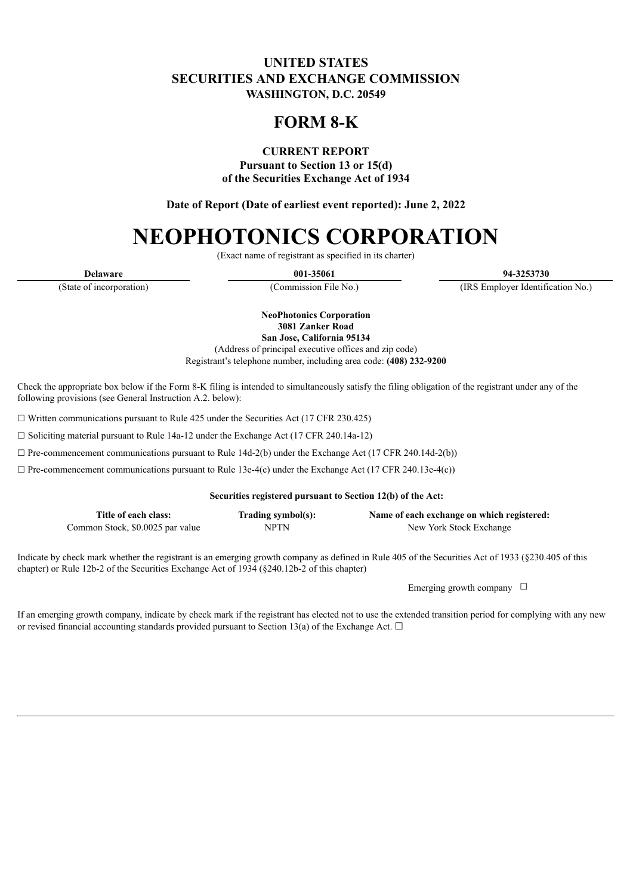# UNITED STATES
# SECURITIES AND EXCHANGE COMMISSION
**WASHINGTON, D.C. 20549**

# FORM 8-K

**CURRENT REPORT**
**Pursuant to Section 13 or 15(d)**
**of the Securities Exchange Act of 1934**

**Date of Report (Date of earliest event reported): June 2, 2022**

# NEOPHOTONICS CORPORATION

(Exact name of registrant as specified in its charter)

| **Delaware** | **001-35061** | **94-3253730** |
|---|---|---|
| (State of incorporation) | (Commission File No.) | (IRS Employer Identification No.) |

**NeoPhotonics Corporation**
**3081 Zanker Road**
**San Jose, California 95134**
(Address of principal executive offices and zip code)
Registrant's telephone number, including area code: **(408) 232-9200**

Check the appropriate box below if the Form 8-K filing is intended to simultaneously satisfy the filing obligation of the registrant under any of the following provisions (see General Instruction A.2. below):

☐ Written communications pursuant to Rule 425 under the Securities Act (17 CFR 230.425)

☐ Soliciting material pursuant to Rule 14a-12 under the Exchange Act (17 CFR 240.14a-12)

☐ Pre-commencement communications pursuant to Rule 14d-2(b) under the Exchange Act (17 CFR 240.14d-2(b))

☐ Pre-commencement communications pursuant to Rule 13e-4(c) under the Exchange Act (17 CFR 240.13e-4(c))

**Securities registered pursuant to Section 12(b) of the Act:**

| Title of each class: | Trading symbol(s): | Name of each exchange on which registered: |
|---|---|---|
| Common Stock, $0.0025 par value | NPTN | New York Stock Exchange |

Indicate by check mark whether the registrant is an emerging growth company as defined in Rule 405 of the Securities Act of 1933 (§230.405 of this chapter) or Rule 12b-2 of the Securities Exchange Act of 1934 (§240.12b-2 of this chapter)

Emerging growth company ☐

If an emerging growth company, indicate by check mark if the registrant has elected not to use the extended transition period for complying with any new or revised financial accounting standards provided pursuant to Section 13(a) of the Exchange Act. ☐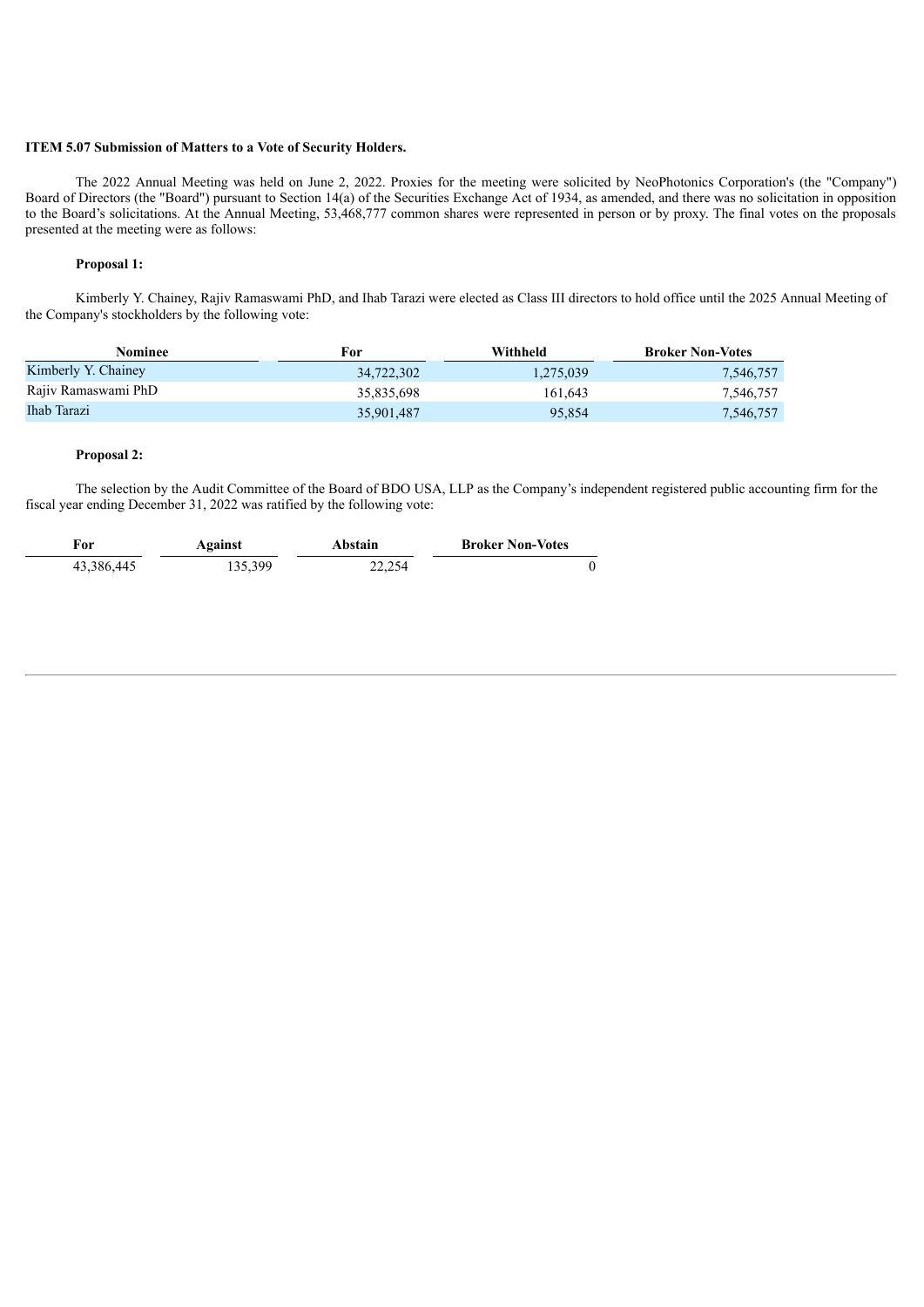**ITEM 5.07 Submission of Matters to a Vote of Security Holders.**

The 2022 Annual Meeting was held on June 2, 2022. Proxies for the meeting were solicited by NeoPhotonics Corporation's (the "Company") Board of Directors (the "Board") pursuant to Section 14(a) of the Securities Exchange Act of 1934, as amended, and there was no solicitation in opposition to the Board's solicitations. At the Annual Meeting, 53,468,777 common shares were represented in person or by proxy. The final votes on the proposals presented at the meeting were as follows:

**Proposal 1:**

Kimberly Y. Chainey, Rajiv Ramaswami PhD, and Ihab Tarazi were elected as Class III directors to hold office until the 2025 Annual Meeting of the Company's stockholders by the following vote:

| Nominee | For | Withheld | Broker Non-Votes |
|---|---|---|---|
| Kimberly Y. Chainey | 34,722,302 | 1,275,039 | 7,546,757 |
| Rajiv Ramaswami PhD | 35,835,698 | 161,643 | 7,546,757 |
| Ihab Tarazi | 35,901,487 | 95,854 | 7,546,757 |

**Proposal 2:**

The selection by the Audit Committee of the Board of BDO USA, LLP as the Company's independent registered public accounting firm for the fiscal year ending December 31, 2022 was ratified by the following vote:

| For | Against | Abstain | Broker Non-Votes |
|---|---|---|---|
| 43,386,445 | 135,399 | 22,254 | 0 |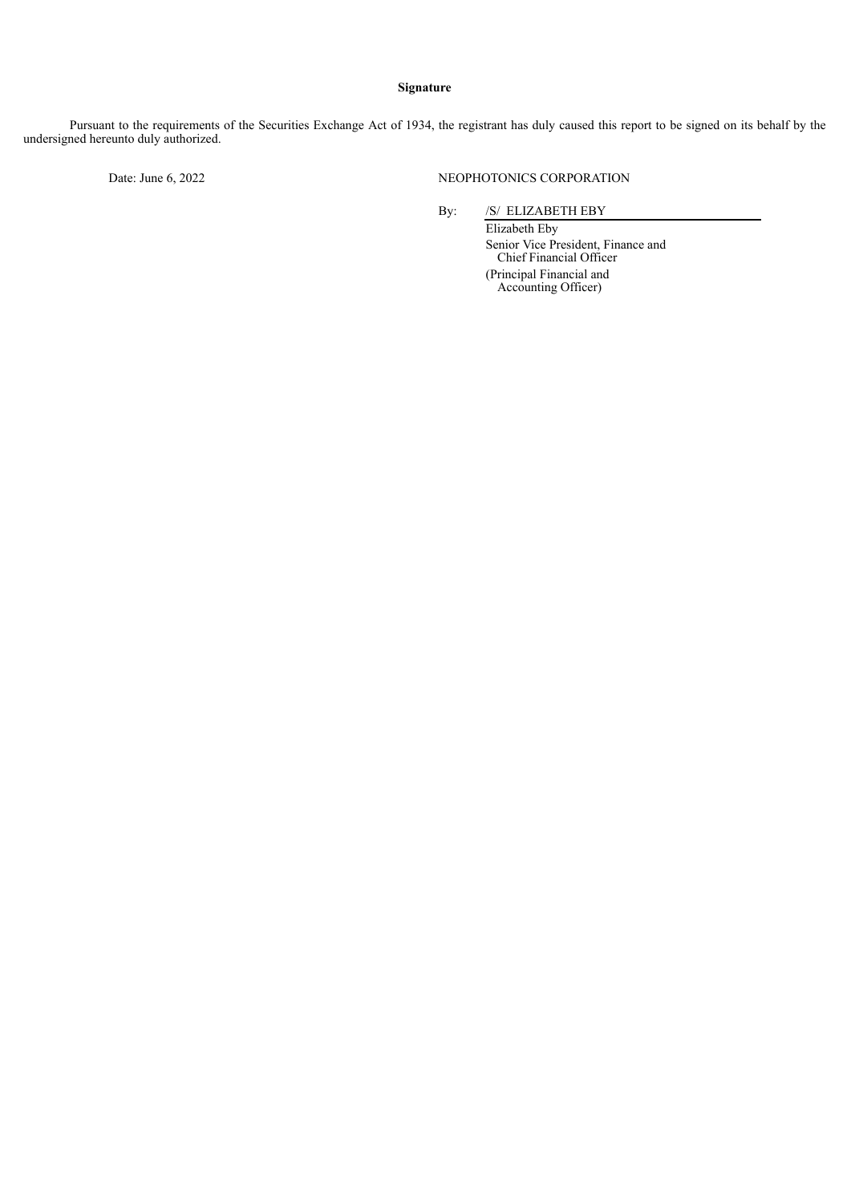**Signature**

Pursuant to the requirements of the Securities Exchange Act of 1934, the registrant has duly caused this report to be signed on its behalf by the undersigned hereunto duly authorized.

Date: June 6, 2022

NEOPHOTONICS CORPORATION

By: /S/ ELIZABETH EBY

Elizabeth Eby
Senior Vice President, Finance and Chief Financial Officer
(Principal Financial and Accounting Officer)